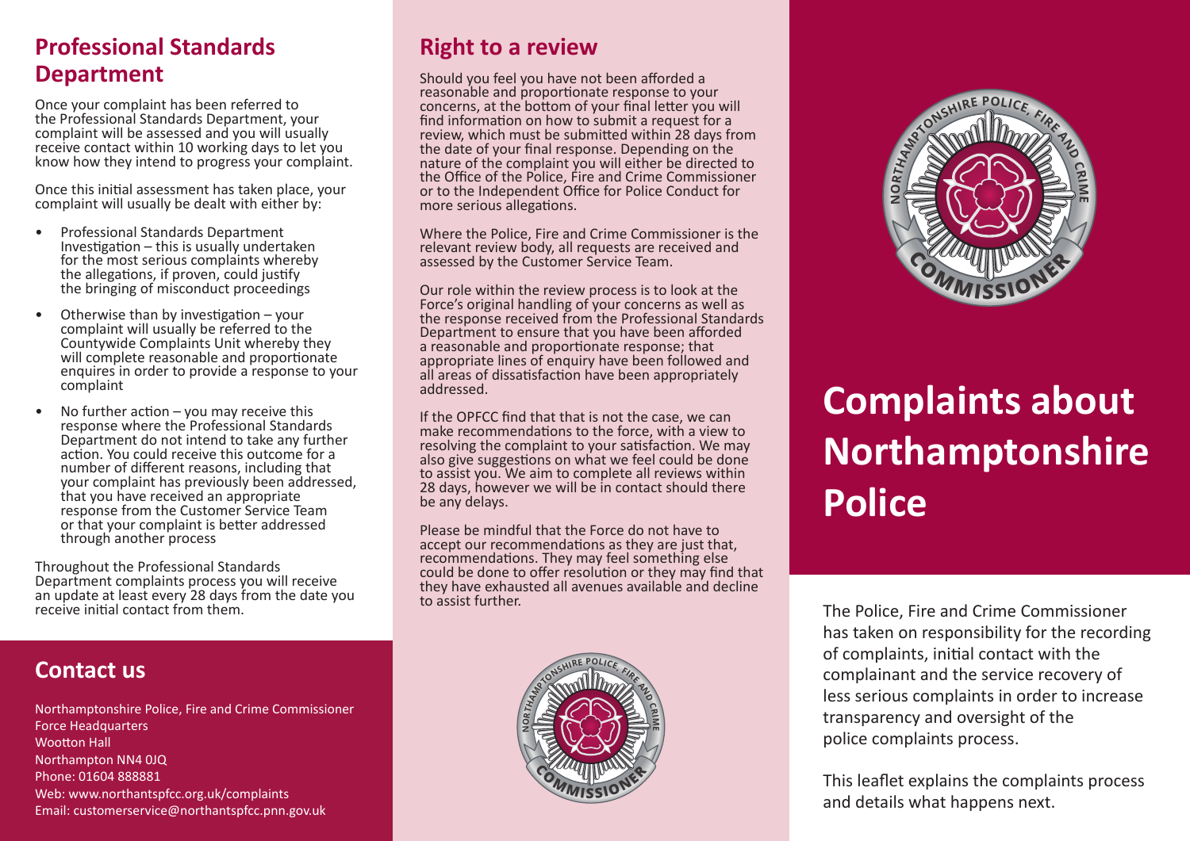## Professional Standards Department

Once your complaint has been referred to the Professional Standards Department, your complaint will be assessed and you will usually receive contact within 10 working days to let you know how they intend to progress your complaint.

Once this initial assessment has taken place, your complaint will usually be dealt with either by:

- Professional Standards Department Investigation – this is usually undertaken for the most serious complaints whereby the allegations, if proven, could justify the bringing of misconduct proceedings
- Otherwise than by investigation – your complaint will usually be referred to the Countywide Complaints Unit whereby they will complete reasonable and proportionate enquires in order to provide a response to your complaint
- No further action – you may receive this response where the Professional Standards Department do not intend to take any further action. You could receive this outcome for a number of different reasons, including that your complaint has previously been addressed, that you have received an appropriate response from the Customer Service Team or that your complaint is better addressed through another process

Throughout the Professional Standards Department complaints process you will receive an update at least every 28 days from the date you receive initial contact from them.

## Contact us

Northamptonshire Police, Fire and Crime Commissioner
Force Headquarters
Wootton Hall
Northampton NN4 0JQ
Phone: 01604 888881
Web: www.northantspfcc.org.uk/complaints
Email: customerservice@northantspfcc.pnn.gov.uk

## Right to a review

Should you feel you have not been afforded a reasonable and proportionate response to your concerns, at the bottom of your final letter you will find information on how to submit a request for a review, which must be submitted within 28 days from the date of your final response. Depending on the nature of the complaint you will either be directed to the Office of the Police, Fire and Crime Commissioner or to the Independent Office for Police Conduct for more serious allegations.

Where the Police, Fire and Crime Commissioner is the relevant review body, all requests are received and assessed by the Customer Service Team.

Our role within the review process is to look at the Force's original handling of your concerns as well as the response received from the Professional Standards Department to ensure that you have been afforded a reasonable and proportionate response; that appropriate lines of enquiry have been followed and all areas of dissatisfaction have been appropriately addressed.

If the OPFCC find that that is not the case, we can make recommendations to the force, with a view to resolving the complaint to your satisfaction. We may also give suggestions on what we feel could be done to assist you. We aim to complete all reviews within 28 days, however we will be in contact should there be any delays.

Please be mindful that the Force do not have to accept our recommendations as they are just that, recommendations. They may feel something else could be done to offer resolution or they may find that they have exhausted all avenues available and decline to assist further.

# Complaints about Northamptonshire Police

The Police, Fire and Crime Commissioner has taken on responsibility for the recording of complaints, initial contact with the complainant and the service recovery of less serious complaints in order to increase transparency and oversight of the police complaints process.

This leaflet explains the complaints process and details what happens next.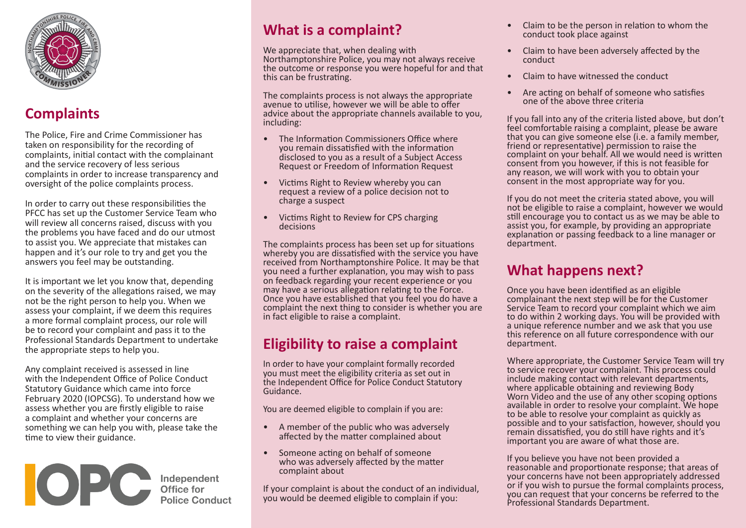## Complaints

The Police, Fire and Crime Commissioner has taken on responsibility for the recording of complaints, initial contact with the complainant and the service recovery of less serious complaints in order to increase transparency and oversight of the police complaints process.

In order to carry out these responsibilities the PFCC has set up the Customer Service Team who will review all concerns raised, discuss with you the problems you have faced and do our utmost to assist you. We appreciate that mistakes can happen and it's our role to try and get you the answers you feel may be outstanding.

It is important we let you know that, depending on the severity of the allegations raised, we may not be the right person to help you. When we assess your complaint, if we deem this requires a more formal complaint process, our role will be to record your complaint and pass it to the Professional Standards Department to undertake the appropriate steps to help you.

Any complaint received is assessed in line with the Independent Office of Police Conduct Statutory Guidance which came into force February 2020 (IOPCSG). To understand how we assess whether you are firstly eligible to raise a complaint and whether your concerns are something we can help you with, please take the time to view their guidance.

Independent Office for Police Conduct

## What is a complaint?

We appreciate that, when dealing with Northamptonshire Police, you may not always receive the outcome or response you were hopeful for and that this can be frustrating.

The complaints process is not always the appropriate avenue to utilise, however we will be able to offer advice about the appropriate channels available to you, including:

- The Information Commissioners Office where you remain dissatisfied with the information disclosed to you as a result of a Subject Access Request or Freedom of Information Request
- Victims Right to Review whereby you can request a review of a police decision not to charge a suspect
- Victims Right to Review for CPS charging decisions

The complaints process has been set up for situations whereby you are dissatisfied with the service you have received from Northamptonshire Police. It may be that you need a further explanation, you may wish to pass on feedback regarding your recent experience or you may have a serious allegation relating to the Force. Once you have established that you feel you do have a complaint the next thing to consider is whether you are in fact eligible to raise a complaint.

## Eligibility to raise a complaint

In order to have your complaint formally recorded you must meet the eligibility criteria as set out in the Independent Office for Police Conduct Statutory Guidance.

You are deemed eligible to complain if you are:

- A member of the public who was adversely affected by the matter complained about
- Someone acting on behalf of someone who was adversely affected by the matter complaint about

If your complaint is about the conduct of an individual, you would be deemed eligible to complain if you:

- Claim to be the person in relation to whom the conduct took place against
- Claim to have been adversely affected by the conduct
- Claim to have witnessed the conduct
- Are acting on behalf of someone who satisfies one of the above three criteria

If you fall into any of the criteria listed above, but don't feel comfortable raising a complaint, please be aware that you can give someone else (i.e. a family member, friend or representative) permission to raise the complaint on your behalf. All we would need is written consent from you however, if this is not feasible for any reason, we will work with you to obtain your consent in the most appropriate way for you.

If you do not meet the criteria stated above, you will not be eligible to raise a complaint, however we would still encourage you to contact us as we may be able to assist you, for example, by providing an appropriate explanation or passing feedback to a line manager or department.

## What happens next?

Once you have been identified as an eligible complainant the next step will be for the Customer Service Team to record your complaint which we aim to do within 2 working days. You will be provided with a unique reference number and we ask that you use this reference on all future correspondence with our department.

Where appropriate, the Customer Service Team will try to service recover your complaint. This process could include making contact with relevant departments, where applicable obtaining and reviewing Body Worn Video and the use of any other scoping options available in order to resolve your complaint. We hope to be able to resolve your complaint as quickly as possible and to your satisfaction, however, should you remain dissatisfied, you do still have rights and it's important you are aware of what those are.

If you believe you have not been provided a reasonable and proportionate response; that areas of your concerns have not been appropriately addressed or if you wish to pursue the formal complaints process, you can request that your concerns be referred to the Professional Standards Department.